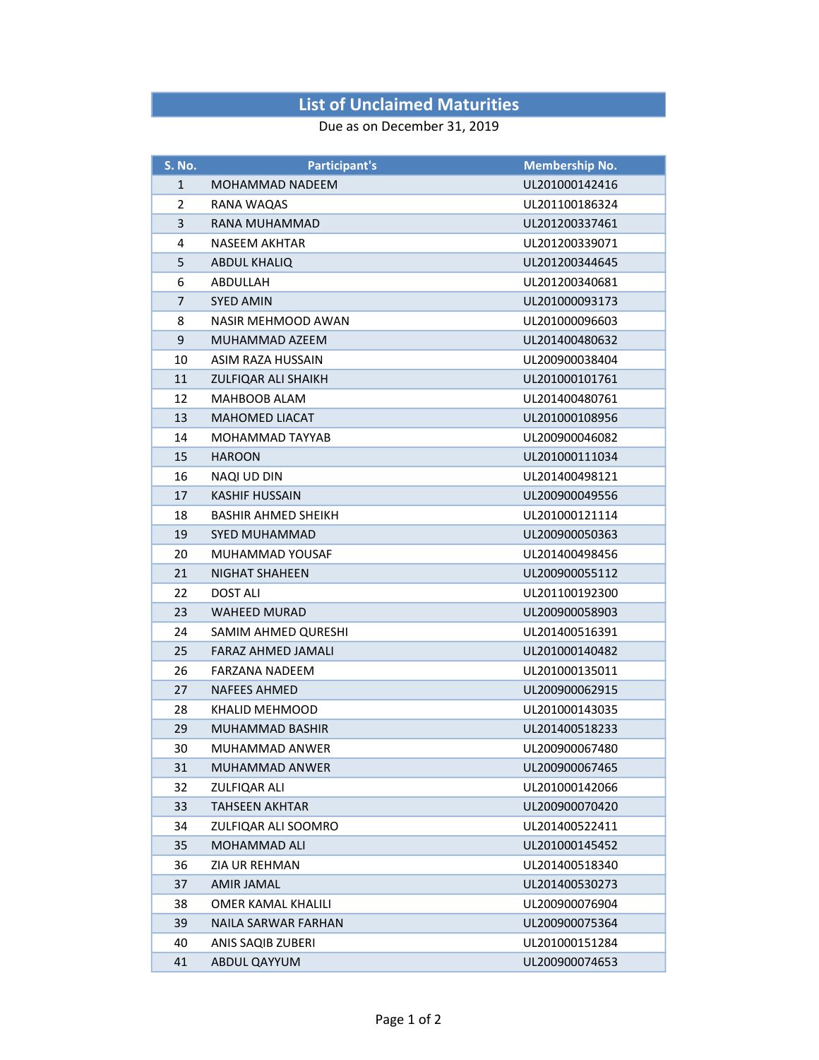# List of Unclaimed Maturities

Due as on December 31, 2019

| S. No. | Participant's | Membership No. |
| --- | --- | --- |
| 1 | MOHAMMAD NADEEM | UL201000142416 |
| 2 | RANA WAQAS | UL201100186324 |
| 3 | RANA MUHAMMAD | UL201200337461 |
| 4 | NASEEM AKHTAR | UL201200339071 |
| 5 | ABDUL KHALIQ | UL201200344645 |
| 6 | ABDULLAH | UL201200340681 |
| 7 | SYED AMIN | UL201000093173 |
| 8 | NASIR MEHMOOD AWAN | UL201000096603 |
| 9 | MUHAMMAD AZEEM | UL201400480632 |
| 10 | ASIM RAZA HUSSAIN | UL200900038404 |
| 11 | ZULFIQAR ALI SHAIKH | UL201000101761 |
| 12 | MAHBOOB ALAM | UL201400480761 |
| 13 | MAHOMED LIACAT | UL201000108956 |
| 14 | MOHAMMAD TAYYAB | UL200900046082 |
| 15 | HAROON | UL201000111034 |
| 16 | NAQI UD DIN | UL201400498121 |
| 17 | KASHIF HUSSAIN | UL200900049556 |
| 18 | BASHIR AHMED SHEIKH | UL201000121114 |
| 19 | SYED MUHAMMAD | UL200900050363 |
| 20 | MUHAMMAD YOUSAF | UL201400498456 |
| 21 | NIGHAT SHAHEEN | UL200900055112 |
| 22 | DOST ALI | UL201100192300 |
| 23 | WAHEED MURAD | UL200900058903 |
| 24 | SAMIM AHMED QURESHI | UL201400516391 |
| 25 | FARAZ AHMED JAMALI | UL201000140482 |
| 26 | FARZANA NADEEM | UL201000135011 |
| 27 | NAFEES AHMED | UL200900062915 |
| 28 | KHALID MEHMOOD | UL201000143035 |
| 29 | MUHAMMAD BASHIR | UL201400518233 |
| 30 | MUHAMMAD ANWER | UL200900067480 |
| 31 | MUHAMMAD ANWER | UL200900067465 |
| 32 | ZULFIQAR ALI | UL201000142066 |
| 33 | TAHSEEN AKHTAR | UL200900070420 |
| 34 | ZULFIQAR ALI SOOMRO | UL201400522411 |
| 35 | MOHAMMAD ALI | UL201000145452 |
| 36 | ZIA UR REHMAN | UL201400518340 |
| 37 | AMIR JAMAL | UL201400530273 |
| 38 | OMER KAMAL KHALILI | UL200900076904 |
| 39 | NAILA SARWAR FARHAN | UL200900075364 |
| 40 | ANIS SAQIB ZUBERI | UL201000151284 |
| 41 | ABDUL QAYYUM | UL200900074653 |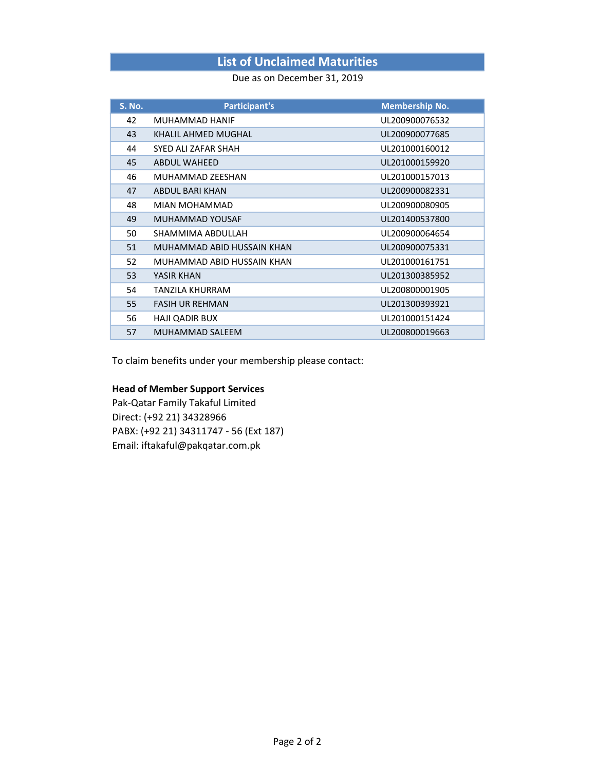## List of Unclaimed Maturities

Due as on December 31, 2019

| S. No. | Participant's | Membership No. |
|---|---|---|
| 42 | MUHAMMAD HANIF | UL200900076532 |
| 43 | KHALIL AHMED MUGHAL | UL200900077685 |
| 44 | SYED ALI ZAFAR SHAH | UL201000160012 |
| 45 | ABDUL WAHEED | UL201000159920 |
| 46 | MUHAMMAD ZEESHAN | UL201000157013 |
| 47 | ABDUL BARI KHAN | UL200900082331 |
| 48 | MIAN MOHAMMAD | UL200900080905 |
| 49 | MUHAMMAD YOUSAF | UL201400537800 |
| 50 | SHAMMIMA ABDULLAH | UL200900064654 |
| 51 | MUHAMMAD ABID HUSSAIN KHAN | UL200900075331 |
| 52 | MUHAMMAD ABID HUSSAIN KHAN | UL201000161751 |
| 53 | YASIR KHAN | UL201300385952 |
| 54 | TANZILA KHURRAM | UL200800001905 |
| 55 | FASIH UR REHMAN | UL201300393921 |
| 56 | HAJI QADIR BUX | UL201000151424 |
| 57 | MUHAMMAD SALEEM | UL200800019663 |

To claim benefits under your membership please contact:

**Head of Member Support Services**
Pak-Qatar Family Takaful Limited
Direct: (+92 21) 34328966
PABX: (+92 21) 34311747 - 56 (Ext 187)
Email: iftakaful@pakqatar.com.pk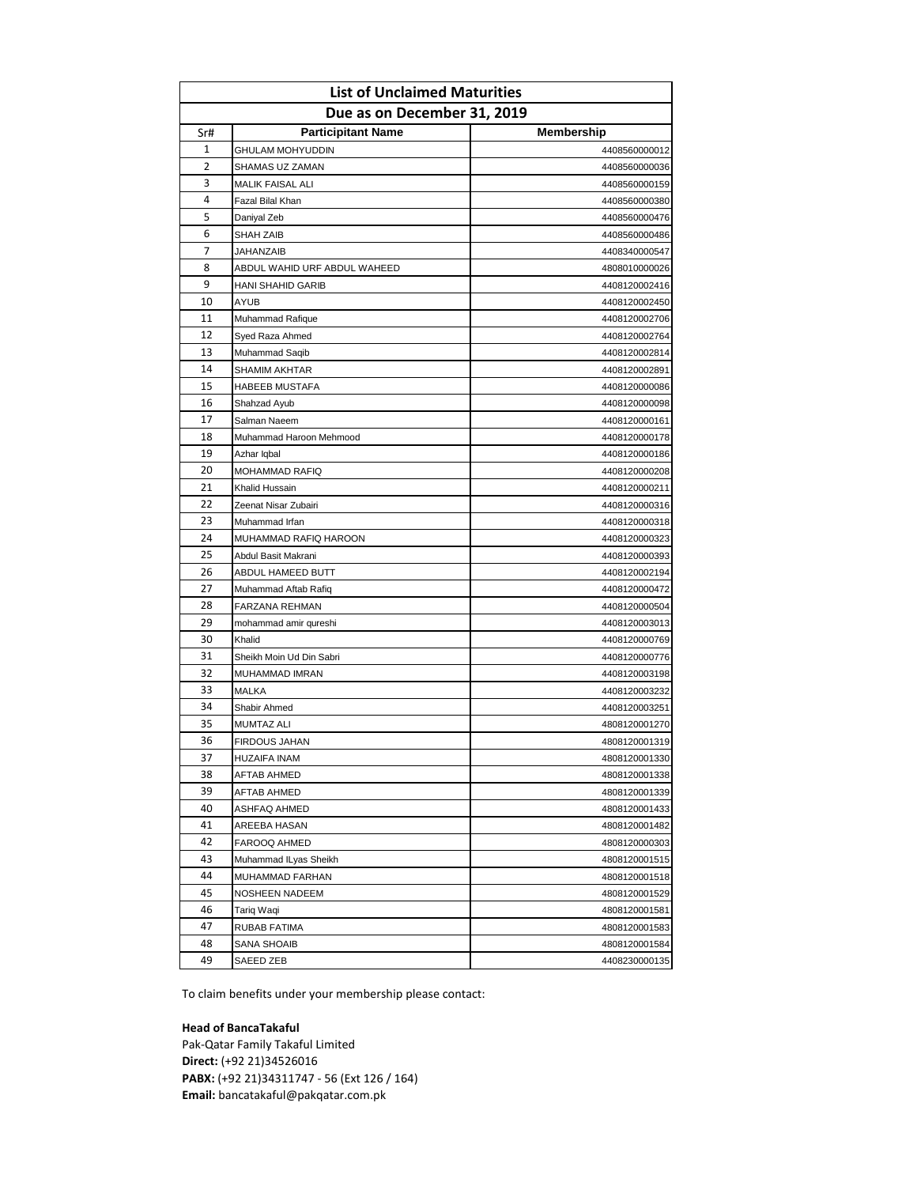| List of Unclaimed Maturities | | |
|---|---|---|
| Due as on December 31, 2019 | | |
| Sr# | Participitant Name | Membership |
| 1 | GHULAM MOHYUDDIN | 4408560000012 |
| 2 | SHAMAS UZ ZAMAN | 4408560000036 |
| 3 | MALIK FAISAL ALI | 4408560000159 |
| 4 | Fazal Bilal Khan | 4408560000380 |
| 5 | Daniyal Zeb | 4408560000476 |
| 6 | SHAH ZAIB | 4408560000486 |
| 7 | JAHANZAIB | 4408340000547 |
| 8 | ABDUL WAHID URF ABDUL WAHEED | 4808010000026 |
| 9 | HANI SHAHID GARIB | 4408120002416 |
| 10 | AYUB | 4408120002450 |
| 11 | Muhammad Rafique | 4408120002706 |
| 12 | Syed Raza Ahmed | 4408120002764 |
| 13 | Muhammad Saqib | 4408120002814 |
| 14 | SHAMIM AKHTAR | 4408120002891 |
| 15 | HABEEB MUSTAFA | 4408120000086 |
| 16 | Shahzad Ayub | 4408120000098 |
| 17 | Salman Naeem | 4408120000161 |
| 18 | Muhammad Haroon Mehmood | 4408120000178 |
| 19 | Azhar Iqbal | 4408120000186 |
| 20 | MOHAMMAD RAFIQ | 4408120000208 |
| 21 | Khalid Hussain | 4408120000211 |
| 22 | Zeenat Nisar Zubairi | 4408120000316 |
| 23 | Muhammad Irfan | 4408120000318 |
| 24 | MUHAMMAD RAFIQ HAROON | 4408120000323 |
| 25 | Abdul Basit Makrani | 4408120000393 |
| 26 | ABDUL HAMEED BUTT | 4408120002194 |
| 27 | Muhammad Aftab Rafiq | 4408120000472 |
| 28 | FARZANA REHMAN | 4408120000504 |
| 29 | mohammad amir qureshi | 4408120003013 |
| 30 | Khalid | 4408120000769 |
| 31 | Sheikh Moin Ud Din Sabri | 4408120000776 |
| 32 | MUHAMMAD IMRAN | 4408120003198 |
| 33 | MALKA | 4408120003232 |
| 34 | Shabir Ahmed | 4408120003251 |
| 35 | MUMTAZ ALI | 4808120001270 |
| 36 | FIRDOUS JAHAN | 4808120001319 |
| 37 | HUZAIFA INAM | 4808120001330 |
| 38 | AFTAB AHMED | 4808120001338 |
| 39 | AFTAB AHMED | 4808120001339 |
| 40 | ASHFAQ AHMED | 4808120001433 |
| 41 | AREEBA HASAN | 4808120001482 |
| 42 | FAROOQ AHMED | 4808120000303 |
| 43 | Muhammad ILyas Sheikh | 4808120001515 |
| 44 | MUHAMMAD FARHAN | 4808120001518 |
| 45 | NOSHEEN NADEEM | 4808120001529 |
| 46 | Tariq Waqi | 4808120001581 |
| 47 | RUBAB FATIMA | 4808120001583 |
| 48 | SANA SHOAIB | 4808120001584 |
| 49 | SAEED ZEB | 4408230000135 |

To claim benefits under your membership please contact:

**Head of BancaTakaful**
Pak-Qatar Family Takaful Limited
**Direct:** (+92 21)34526016
**PABX:** (+92 21)34311747 - 56 (Ext 126 / 164)
**Email:** bancatakaful@pakqatar.com.pk